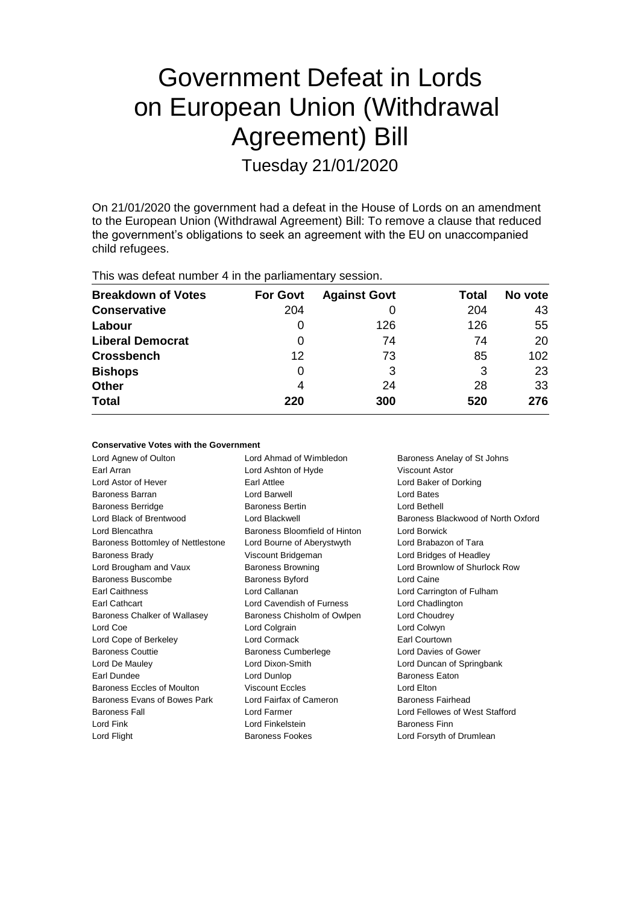# Government Defeat in Lords on European Union (Withdrawal Agreement) Bill

Tuesday 21/01/2020

On 21/01/2020 the government had a defeat in the House of Lords on an amendment to the European Union (Withdrawal Agreement) Bill: To remove a clause that reduced the government's obligations to seek an agreement with the EU on unaccompanied child refugees.

This was defeat number 4 in the parliamentary session.

| Breakdown of Votes | For Govt | Against Govt | Total | No vote |
|---|---|---|---|---|
| Conservative | 204 | 0 | 204 | 43 |
| Labour | 0 | 126 | 126 | 55 |
| Liberal Democrat | 0 | 74 | 74 | 20 |
| Crossbench | 12 | 73 | 85 | 102 |
| Bishops | 0 | 3 | 3 | 23 |
| Other | 4 | 24 | 28 | 33 |
| **Total** | **220** | **300** | **520** | **276** |

**Conservative Votes with the Government**

| | | |
|---|---|---|
| Lord Agnew of Oulton | Lord Ahmad of Wimbledon | Baroness Anelay of St Johns |
| Earl Arran | Lord Ashton of Hyde | Viscount Astor |
| Lord Astor of Hever | Earl Attlee | Lord Baker of Dorking |
| Baroness Barran | Lord Barwell | Lord Bates |
| Baroness Berridge | Baroness Bertin | Lord Bethell |
| Lord Black of Brentwood | Lord Blackwell | Baroness Blackwood of North Oxford |
| Lord Blencathra | Baroness Bloomfield of Hinton | Lord Borwick |
| Baroness Bottomley of Nettlestone | Lord Bourne of Aberystwyth | Lord Brabazon of Tara |
| Baroness Brady | Viscount Bridgeman | Lord Bridges of Headley |
| Lord Brougham and Vaux | Baroness Browning | Lord Brownlow of Shurlock Row |
| Baroness Buscombe | Baroness Byford | Lord Caine |
| Earl Caithness | Lord Callanan | Lord Carrington of Fulham |
| Earl Cathcart | Lord Cavendish of Furness | Lord Chadlington |
| Baroness Chalker of Wallasey | Baroness Chisholm of Owlpen | Lord Choudrey |
| Lord Coe | Lord Colgrain | Lord Colwyn |
| Lord Cope of Berkeley | Lord Cormack | Earl Courtown |
| Baroness Couttie | Baroness Cumberlege | Lord Davies of Gower |
| Lord De Mauley | Lord Dixon-Smith | Lord Duncan of Springbank |
| Earl Dundee | Lord Dunlop | Baroness Eaton |
| Baroness Eccles of Moulton | Viscount Eccles | Lord Elton |
| Baroness Evans of Bowes Park | Lord Fairfax of Cameron | Baroness Fairhead |
| Baroness Fall | Lord Farmer | Lord Fellowes of West Stafford |
| Lord Fink | Lord Finkelstein | Baroness Finn |
| Lord Flight | Baroness Fookes | Lord Forsyth of Drumlean |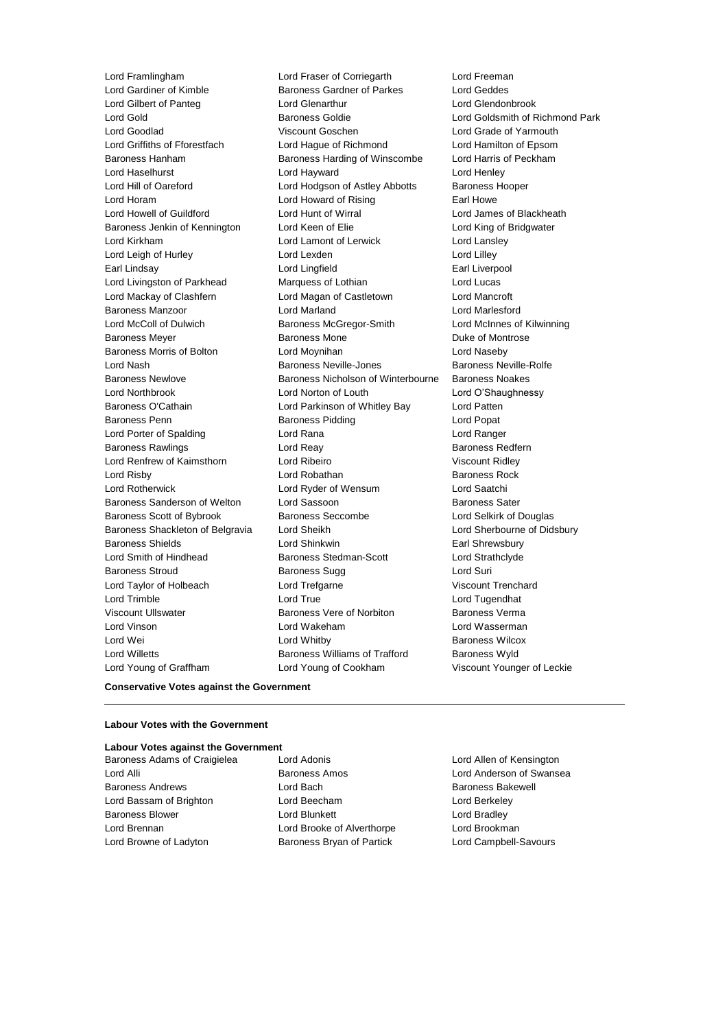Lord Framlingham
Lord Fraser of Corriegarth
Lord Freeman
Lord Gardiner of Kimble
Baroness Gardner of Parkes
Lord Geddes
Lord Gilbert of Panteg
Lord Glenarthur
Lord Glendonbrook
Lord Gold
Baroness Goldie
Lord Goldsmith of Richmond Park
Lord Goodlad
Viscount Goschen
Lord Grade of Yarmouth
Lord Griffiths of Fforestfach
Lord Hague of Richmond
Lord Hamilton of Epsom
Baroness Hanham
Baroness Harding of Winscombe
Lord Harris of Peckham
Lord Haselhurst
Lord Hayward
Lord Henley
Lord Hill of Oareford
Lord Hodgson of Astley Abbotts
Baroness Hooper
Lord Horam
Lord Howard of Rising
Earl Howe
Lord Howell of Guildford
Lord Hunt of Wirral
Lord James of Blackheath
Baroness Jenkin of Kennington
Lord Keen of Elie
Lord King of Bridgwater
Lord Kirkham
Lord Lamont of Lerwick
Lord Lansley
Lord Leigh of Hurley
Lord Lexden
Lord Lilley
Earl Lindsay
Lord Lingfield
Earl Liverpool
Lord Livingston of Parkhead
Marquess of Lothian
Lord Lucas
Lord Mackay of Clashfern
Lord Magan of Castletown
Lord Mancroft
Baroness Manzoor
Lord Marland
Lord Marlesford
Lord McColl of Dulwich
Baroness McGregor-Smith
Lord McInnes of Kilwinning
Baroness Meyer
Baroness Mone
Duke of Montrose
Baroness Morris of Bolton
Lord Moynihan
Lord Naseby
Lord Nash
Baroness Neville-Jones
Baroness Neville-Rolfe
Baroness Newlove
Baroness Nicholson of Winterbourne
Baroness Noakes
Lord Northbrook
Lord Norton of Louth
Lord O'Shaughnessy
Baroness O'Cathain
Lord Parkinson of Whitley Bay
Lord Patten
Baroness Penn
Baroness Pidding
Lord Popat
Lord Porter of Spalding
Lord Rana
Lord Ranger
Baroness Rawlings
Lord Reay
Baroness Redfern
Lord Renfrew of Kaimsthorn
Lord Ribeiro
Viscount Ridley
Lord Risby
Lord Robathan
Baroness Rock
Lord Rotherwick
Lord Ryder of Wensum
Lord Saatchi
Baroness Sanderson of Welton
Lord Sassoon
Baroness Sater
Baroness Scott of Bybrook
Baroness Seccombe
Lord Selkirk of Douglas
Baroness Shackleton of Belgravia
Lord Sheikh
Lord Sherbourne of Didsbury
Baroness Shields
Lord Shinkwin
Earl Shrewsbury
Lord Smith of Hindhead
Baroness Stedman-Scott
Lord Strathclyde
Baroness Stroud
Baroness Sugg
Lord Suri
Lord Taylor of Holbeach
Lord Trefgarne
Viscount Trenchard
Lord Trimble
Lord True
Lord Tugendhat
Viscount Ullswater
Baroness Vere of Norbiton
Baroness Verma
Lord Vinson
Lord Wakeham
Lord Wasserman
Lord Wei
Lord Whitby
Baroness Wilcox
Lord Willetts
Baroness Williams of Trafford
Baroness Wyld
Lord Young of Graffham
Lord Young of Cookham
Viscount Younger of Leckie

**Conservative Votes against the Government**

---

**Labour Votes with the Government**

**Labour Votes against the Government**

Baroness Adams of Craigielea
Lord Adonis
Lord Allen of Kensington
Lord Alli
Baroness Amos
Lord Anderson of Swansea
Baroness Andrews
Lord Bach
Baroness Bakewell
Lord Bassam of Brighton
Lord Beecham
Lord Berkeley
Baroness Blower
Lord Blunkett
Lord Bradley
Lord Brennan
Lord Brooke of Alverthorpe
Lord Brookman
Lord Browne of Ladyton
Baroness Bryan of Partick
Lord Campbell-Savours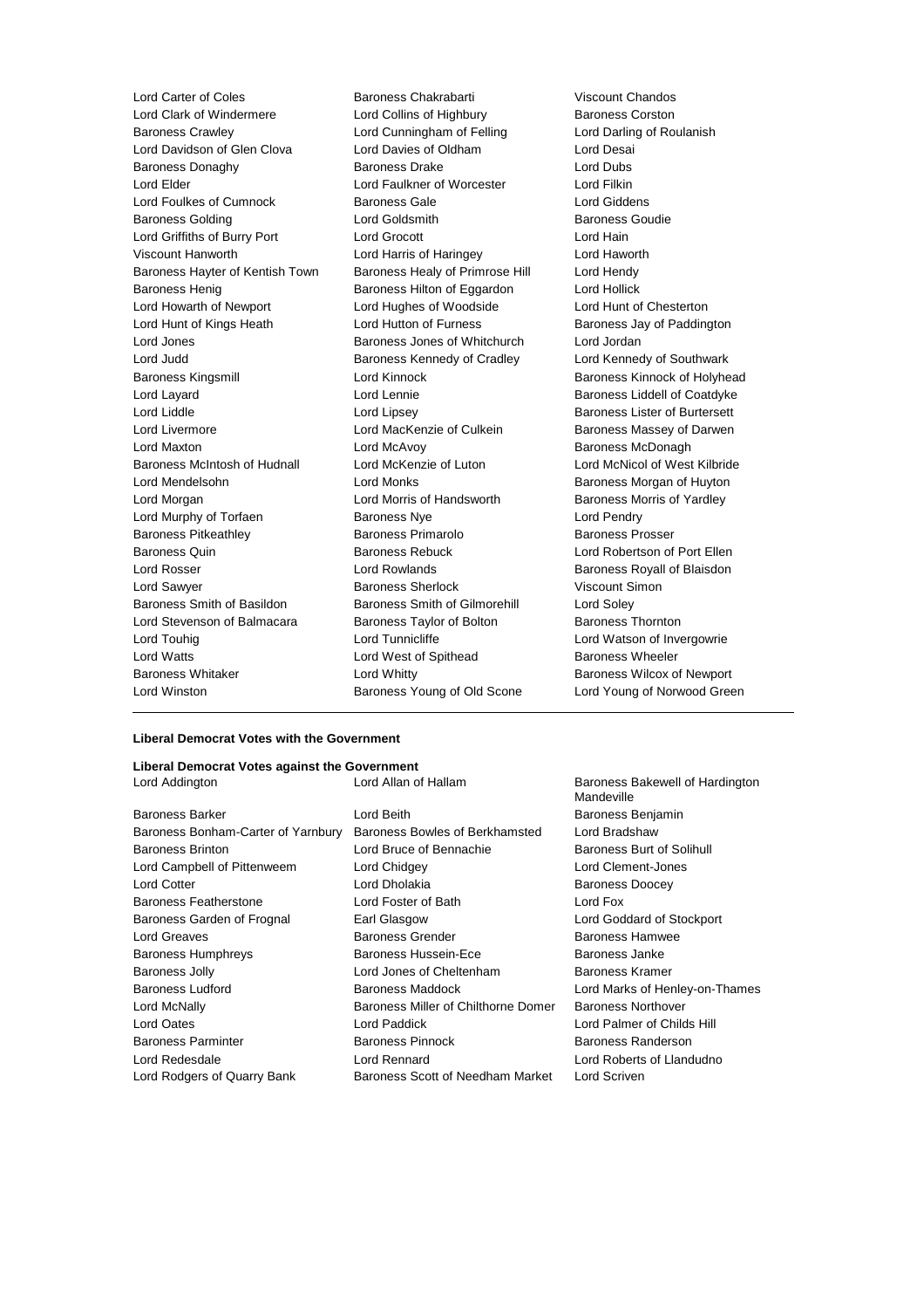Lord Carter of Coles
Baroness Chakrabarti
Viscount Chandos
Lord Clark of Windermere
Lord Collins of Highbury
Baroness Corston
Baroness Crawley
Lord Cunningham of Felling
Lord Darling of Roulanish
Lord Davidson of Glen Clova
Lord Davies of Oldham
Lord Desai
Baroness Donaghy
Baroness Drake
Lord Dubs
Lord Elder
Lord Faulkner of Worcester
Lord Filkin
Lord Foulkes of Cumnock
Baroness Gale
Lord Giddens
Baroness Golding
Lord Goldsmith
Baroness Goudie
Lord Griffiths of Burry Port
Lord Grocott
Lord Hain
Viscount Hanworth
Lord Harris of Haringey
Lord Haworth
Baroness Hayter of Kentish Town
Baroness Healy of Primrose Hill
Lord Hendy
Baroness Henig
Baroness Hilton of Eggardon
Lord Hollick
Lord Howarth of Newport
Lord Hughes of Woodside
Lord Hunt of Chesterton
Lord Hunt of Kings Heath
Lord Hutton of Furness
Baroness Jay of Paddington
Lord Jones
Baroness Jones of Whitchurch
Lord Jordan
Lord Judd
Baroness Kennedy of Cradley
Lord Kennedy of Southwark
Baroness Kingsmill
Lord Kinnock
Baroness Kinnock of Holyhead
Lord Layard
Lord Lennie
Baroness Liddell of Coatdyke
Lord Liddle
Lord Lipsey
Baroness Lister of Burtersett
Lord Livermore
Lord MacKenzie of Culkein
Baroness Massey of Darwen
Lord Maxton
Lord McAvoy
Baroness McDonagh
Baroness McIntosh of Hudnall
Lord McKenzie of Luton
Lord McNicol of West Kilbride
Lord Mendelsohn
Lord Monks
Baroness Morgan of Huyton
Lord Morgan
Lord Morris of Handsworth
Baroness Morris of Yardley
Lord Murphy of Torfaen
Baroness Nye
Lord Pendry
Baroness Pitkeathley
Baroness Primarolo
Baroness Prosser
Baroness Quin
Baroness Rebuck
Lord Robertson of Port Ellen
Lord Rosser
Lord Rowlands
Baroness Royall of Blaisdon
Lord Sawyer
Baroness Sherlock
Viscount Simon
Baroness Smith of Basildon
Baroness Smith of Gilmorehill
Lord Soley
Lord Stevenson of Balmacara
Baroness Taylor of Bolton
Baroness Thornton
Lord Touhig
Lord Tunnicliffe
Lord Watson of Invergowrie
Lord Watts
Lord West of Spithead
Baroness Wheeler
Baroness Whitaker
Lord Whitty
Baroness Wilcox of Newport
Lord Winston
Baroness Young of Old Scone
Lord Young of Norwood Green

**Liberal Democrat Votes with the Government**

**Liberal Democrat Votes against the Government**

Lord Addington
Lord Allan of Hallam
Baroness Bakewell of Hardington Mandeville
Baroness Barker
Lord Beith
Baroness Benjamin
Baroness Bonham-Carter of Yarnbury
Baroness Bowles of Berkhamsted
Lord Bradshaw
Baroness Brinton
Lord Bruce of Bennachie
Baroness Burt of Solihull
Lord Campbell of Pittenweem
Lord Chidgey
Lord Clement-Jones
Lord Cotter
Lord Dholakia
Baroness Doocey
Baroness Featherstone
Lord Foster of Bath
Lord Fox
Baroness Garden of Frognal
Earl Glasgow
Lord Goddard of Stockport
Lord Greaves
Baroness Grender
Baroness Hamwee
Baroness Humphreys
Baroness Hussein-Ece
Baroness Janke
Baroness Jolly
Lord Jones of Cheltenham
Baroness Kramer
Baroness Ludford
Baroness Maddock
Lord Marks of Henley-on-Thames
Lord McNally
Baroness Miller of Chilthorne Domer
Baroness Northover
Lord Oates
Lord Paddick
Lord Palmer of Childs Hill
Baroness Parminter
Baroness Pinnock
Baroness Randerson
Lord Redesdale
Lord Rennard
Lord Roberts of Llandudno
Lord Rodgers of Quarry Bank
Baroness Scott of Needham Market
Lord Scriven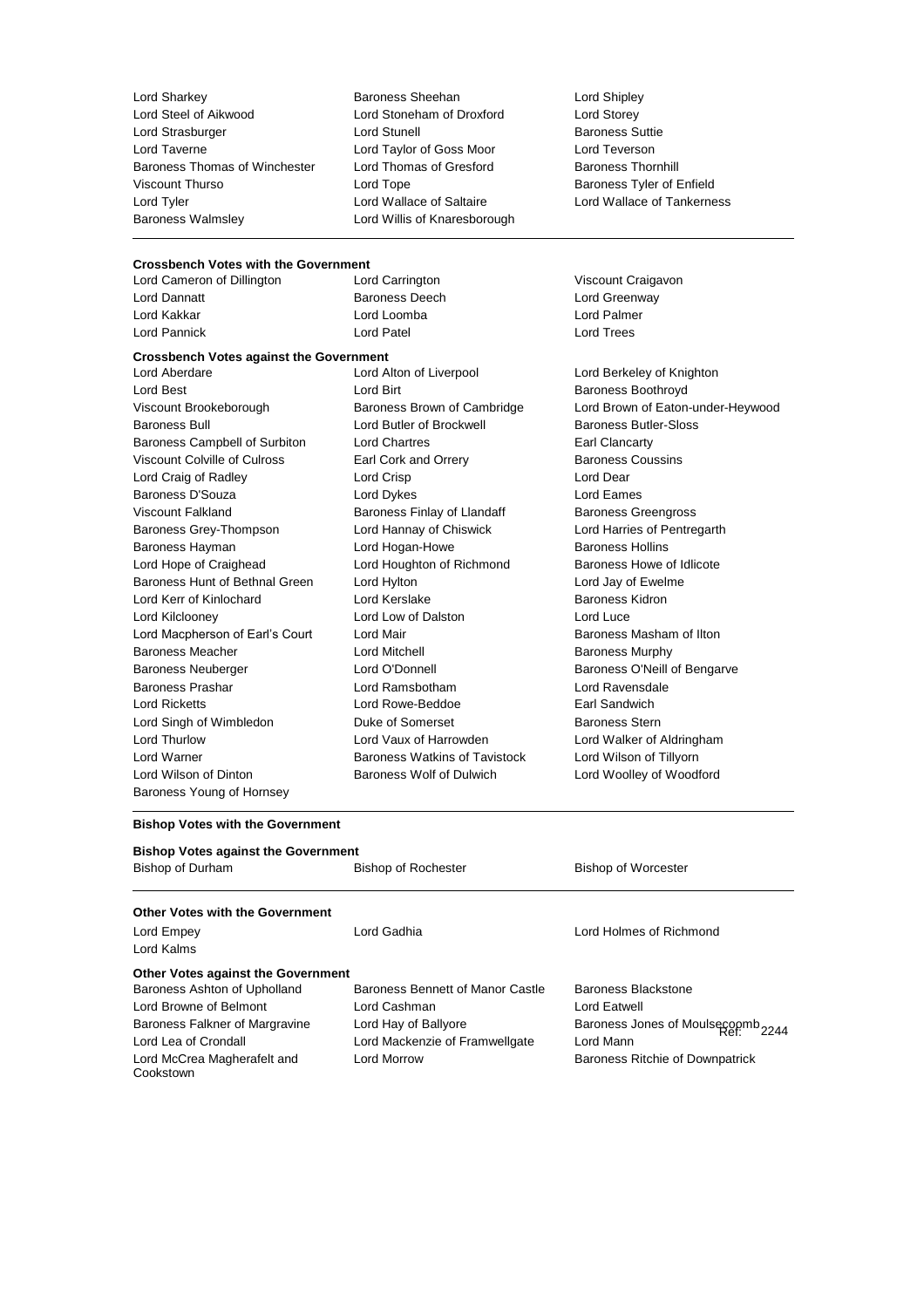Lord Sharkey Baroness Sheehan Lord Shipley
Lord Steel of Aikwood Lord Stoneham of Droxford Lord Storey
Lord Strasburger Lord Stunell Baroness Suttie
Lord Taverne Lord Taylor of Goss Moor Lord Teverson
Baroness Thomas of Winchester Lord Thomas of Gresford Baroness Thornhill
Viscount Thurso Lord Tope Baroness Tyler of Enfield
Lord Tyler Lord Wallace of Saltaire Lord Wallace of Tankerness
Baroness Walmsley Lord Willis of Knaresborough

**Crossbench Votes with the Government**

Lord Cameron of Dillington Lord Carrington Viscount Craigavon
Lord Dannatt Baroness Deech Lord Greenway
Lord Kakkar Lord Loomba Lord Palmer
Lord Pannick Lord Patel Lord Trees

**Crossbench Votes against the Government**

Lord Aberdare Lord Alton of Liverpool Lord Berkeley of Knighton
Lord Best Lord Birt Baroness Boothroyd
Viscount Brookeborough Baroness Brown of Cambridge Lord Brown of Eaton-under-Heywood
Baroness Bull Lord Butler of Brockwell Baroness Butler-Sloss
Baroness Campbell of Surbiton Lord Chartres Earl Clancarty
Viscount Colville of Culross Earl Cork and Orrery Baroness Coussins
Lord Craig of Radley Lord Crisp Lord Dear
Baroness D'Souza Lord Dykes Lord Eames
Viscount Falkland Baroness Finlay of Llandaff Baroness Greengross
Baroness Grey-Thompson Lord Hannay of Chiswick Lord Harries of Pentregarth
Baroness Hayman Lord Hogan-Howe Baroness Hollins
Lord Hope of Craighead Lord Houghton of Richmond Baroness Howe of Idlicote
Baroness Hunt of Bethnal Green Lord Hylton Lord Jay of Ewelme
Lord Kerr of Kinlochard Lord Kerslake Baroness Kidron
Lord Kilclooney Lord Low of Dalston Lord Luce
Lord Macpherson of Earl's Court Lord Mair Baroness Masham of Ilton
Baroness Meacher Lord Mitchell Baroness Murphy
Baroness Neuberger Lord O'Donnell Baroness O'Neill of Bengarve
Baroness Prashar Lord Ramsbotham Lord Ravensdale
Lord Ricketts Lord Rowe-Beddoe Earl Sandwich
Lord Singh of Wimbledon Duke of Somerset Baroness Stern
Lord Thurlow Lord Vaux of Harrowden Lord Walker of Aldringham
Lord Warner Baroness Watkins of Tavistock Lord Wilson of Tillyorn
Lord Wilson of Dinton Baroness Wolf of Dulwich Lord Woolley of Woodford
Baroness Young of Hornsey

**Bishop Votes with the Government**

**Bishop Votes against the Government**

Bishop of Durham Bishop of Rochester Bishop of Worcester

**Other Votes with the Government**

Lord Empey Lord Gadhia Lord Holmes of Richmond
Lord Kalms

**Other Votes against the Government**

Baroness Ashton of Upholland Baroness Bennett of Manor Castle Baroness Blackstone
Lord Browne of Belmont Lord Cashman Lord Eatwell
Baroness Falkner of Margravine Lord Hay of Ballyore Baroness Jones of Moulsecoomb
Lord Lea of Crondall Lord Mackenzie of Framwellgate Lord Mann
Lord McCrea Magherafelt and Cookstown Lord Morrow Baroness Ritchie of Downpatrick

Ref: 2244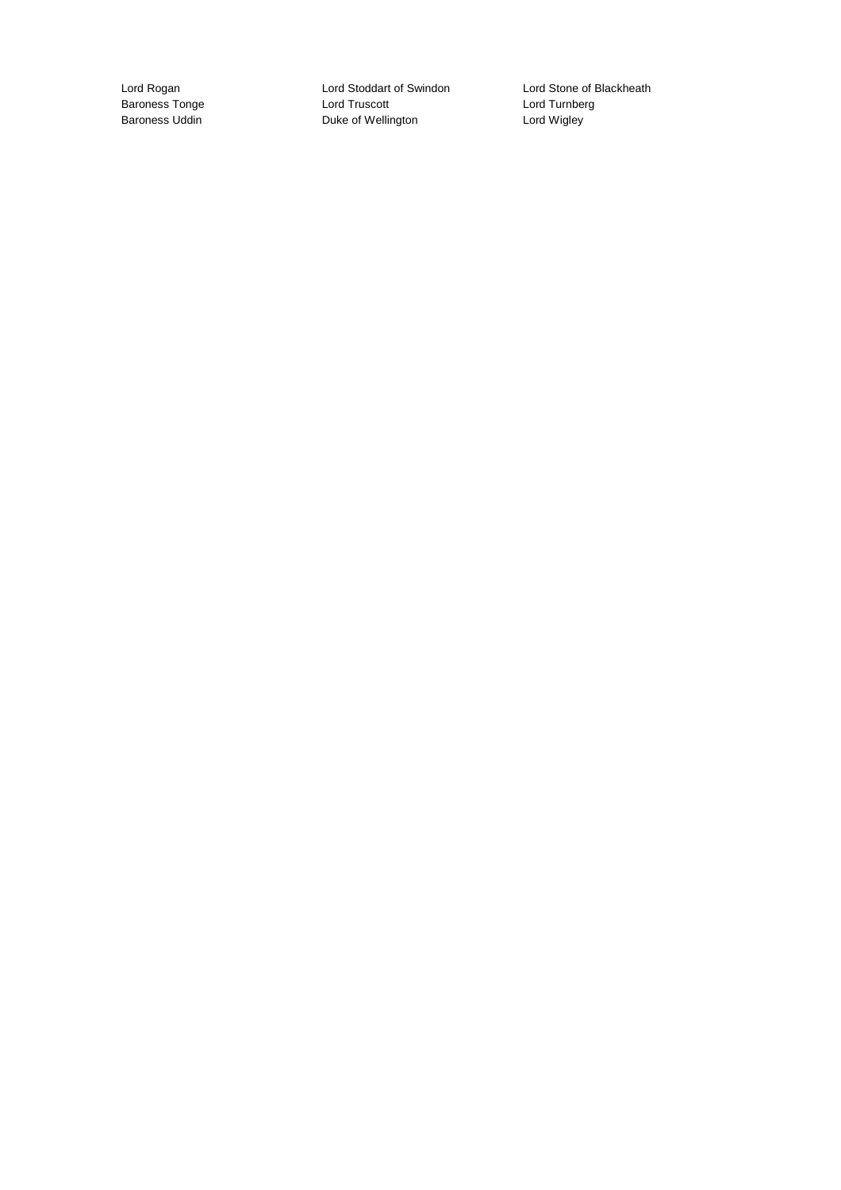| | | |
|---|---|---|
| Lord Rogan | Lord Stoddart of Swindon | Lord Stone of Blackheath |
| Baroness Tonge | Lord Truscott | Lord Turnberg |
| Baroness Uddin | Duke of Wellington | Lord Wigley |